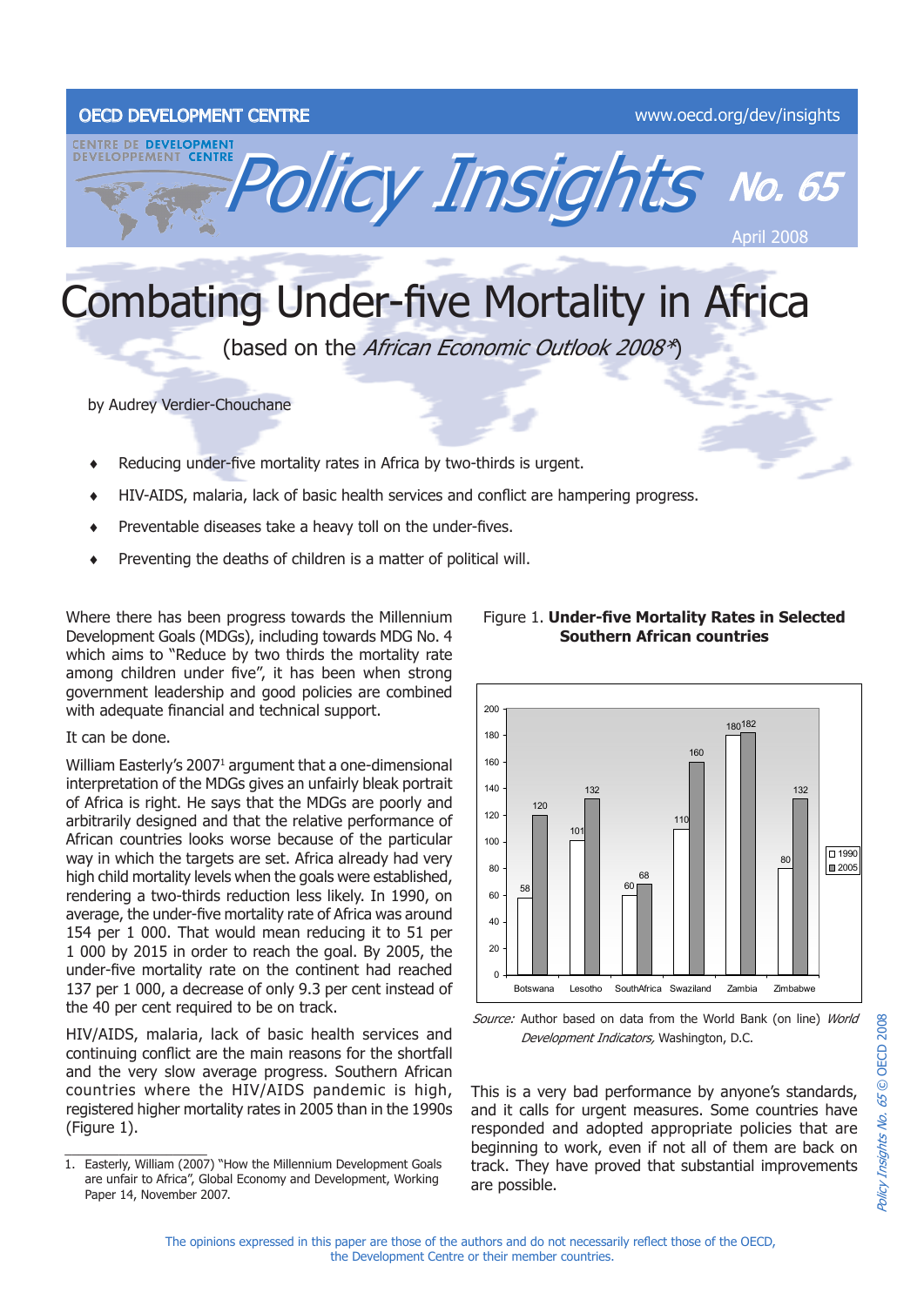OECD DEVELOPMENT CENTRE

www.oecd.org/dev/insights

# Policy Insights No. 65

April 2008

# Combating Under-five Mortality in Africa

(based on the *African Economic Outlook 2008\**)

by Audrey Verdier-Chouchane

- Reducing under-five mortality rates in Africa by two-thirds is urgent.
- HIV-AIDS, malaria, lack of basic health services and conflict are hampering progress.
- Preventable diseases take a heavy toll on the under-fives.
- Preventing the deaths of children is a matter of political will.

Where there has been progress towards the Millennium Development Goals (MDGs), including towards MDG No. 4 which aims to "Reduce by two thirds the mortality rate among children under five", it has been when strong government leadership and good policies are combined with adequate financial and technical support.

It can be done.

William Easterly's 2007[1] argument that a one-dimensional interpretation of the MDGs gives an unfairly bleak portrait of Africa is right. He says that the MDGs are poorly and arbitrarily designed and that the relative performance of African countries looks worse because of the particular way in which the targets are set. Africa already had very high child mortality levels when the goals were established, rendering a two-thirds reduction less likely. In 1990, on average, the under-five mortality rate of Africa was around 154 per 1 000. That would mean reducing it to 51 per 1 000 by 2015 in order to reach the goal. By 2005, the under-five mortality rate on the continent had reached 137 per 1 000, a decrease of only 9.3 per cent instead of the 40 per cent required to be on track.

HIV/AIDS, malaria, lack of basic health services and continuing conflict are the main reasons for the shortfall and the very slow average progress. Southern African countries where the HIV/AIDS pandemic is high, registered higher mortality rates in 2005 than in the 1990s (Figure 1).

Figure 1. **Under-five Mortality Rates in Selected Southern African countries**

| Country | 1990 | 2005 |
|---|---|---|
| Botswana | 58 | 120 |
| Lesotho | 101 | 132 |
| SouthAfrica | 60 | 68 |
| Swaziland | 110 | 160 |
| Zambia | 180 | 182 |
| Zimbabwe | 80 | 132 |

*Source:* Author based on data from the World Bank (on line) *World Development Indicators,* Washington, D.C.

This is a very bad performance by anyone's standards, and it calls for urgent measures. Some countries have responded and adopted appropriate policies that are beginning to work, even if not all of them are back on track. They have proved that substantial improvements are possible.

1. Easterly, William (2007) "How the Millennium Development Goals are unfair to Africa", Global Economy and Development, Working Paper 14, November 2007.

The opinions expressed in this paper are those of the authors and do not necessarily reflect those of the OECD, the Development Centre or their member countries.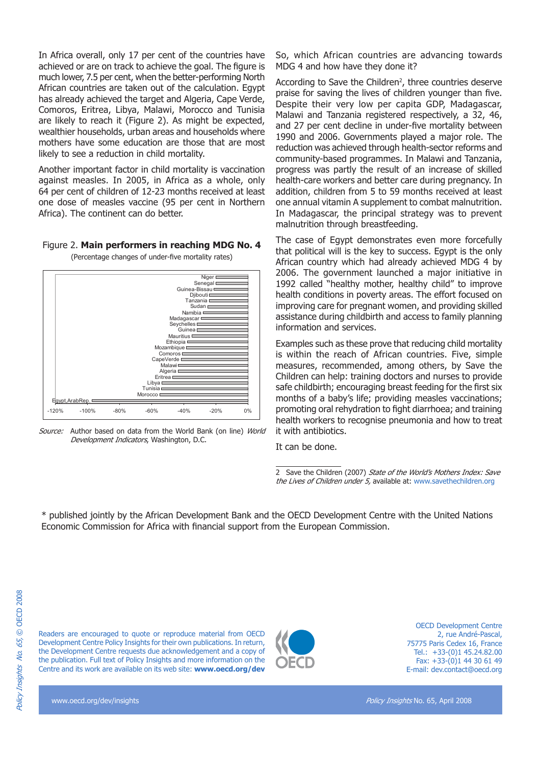In Africa overall, only 17 per cent of the countries have achieved or are on track to achieve the goal. The figure is much lower, 7.5 per cent, when the better-performing North African countries are taken out of the calculation. Egypt has already achieved the target and Algeria, Cape Verde, Comoros, Eritrea, Libya, Malawi, Morocco and Tunisia are likely to reach it (Figure 2). As might be expected, wealthier households, urban areas and households where mothers have some education are those that are most likely to see a reduction in child mortality.

Another important factor in child mortality is vaccination against measles. In 2005, in Africa as a whole, only 64 per cent of children of 12-23 months received at least one dose of measles vaccine (95 per cent in Northern Africa). The continent can do better.

Figure 2. **Main performers in reaching MDG No. 4**

(Percentage changes of under-five mortality rates)

Niger
Senegal
Guinea-Bissau
Djibouti
Tanzania
Sudan
Namibia
Madagascar
Seychelles
Guinea
Mauritius
Ethiopia
Mozambique
Comoros
CapeVerde
Malawi
Algeria
Eritrea
Libya
Tunisia
Morocco
Egypt,ArabRep.

-120% -100% -80% -60% -40% -20% 0%

*Source:* Author based on data from the World Bank (on line) *World Development Indicators*, Washington, D.C.

So, which African countries are advancing towards MDG 4 and how have they done it?

According to Save the Children[2], three countries deserve praise for saving the lives of children younger than five. Despite their very low per capita GDP, Madagascar, Malawi and Tanzania registered respectively, a 32, 46, and 27 per cent decline in under-five mortality between 1990 and 2006. Governments played a major role. The reduction was achieved through health-sector reforms and community-based programmes. In Malawi and Tanzania, progress was partly the result of an increase of skilled health-care workers and better care during pregnancy. In addition, children from 5 to 59 months received at least one annual vitamin A supplement to combat malnutrition. In Madagascar, the principal strategy was to prevent malnutrition through breastfeeding.

The case of Egypt demonstrates even more forcefully that political will is the key to success. Egypt is the only African country which had already achieved MDG 4 by 2006. The government launched a major initiative in 1992 called "healthy mother, healthy child" to improve health conditions in poverty areas. The effort focused on improving care for pregnant women, and providing skilled assistance during childbirth and access to family planning information and services.

Examples such as these prove that reducing child mortality is within the reach of African countries. Five, simple measures, recommended, among others, by Save the Children can help: training doctors and nurses to provide safe childbirth; encouraging breast feeding for the first six months of a baby's life; providing measles vaccinations; promoting oral rehydration to fight diarrhoea; and training health workers to recognise pneumonia and how to treat it with antibiotics.

It can be done.

2 Save the Children (2007) *State of the World's Mothers Index: Save the Lives of Children under 5,* available at: www.savethechildren.org

\* published jointly by the African Development Bank and the OECD Development Centre with the United Nations Economic Commission for Africa with financial support from the European Commission.

Readers are encouraged to quote or reproduce material from OECD Development Centre Policy Insights for their own publications. In return, the Development Centre requests due acknowledgement and a copy of the publication. Full text of Policy Insights and more information on the Centre and its work are available on its web site: **www.oecd.org/dev**

OECD Development Centre
2, rue André-Pascal,
75775 Paris Cedex 16, France
Tel.: +33-(0)1 45.24.82.00
Fax: +33-(0)1 44 30 61 49
E-mail: dev.contact@oecd.org